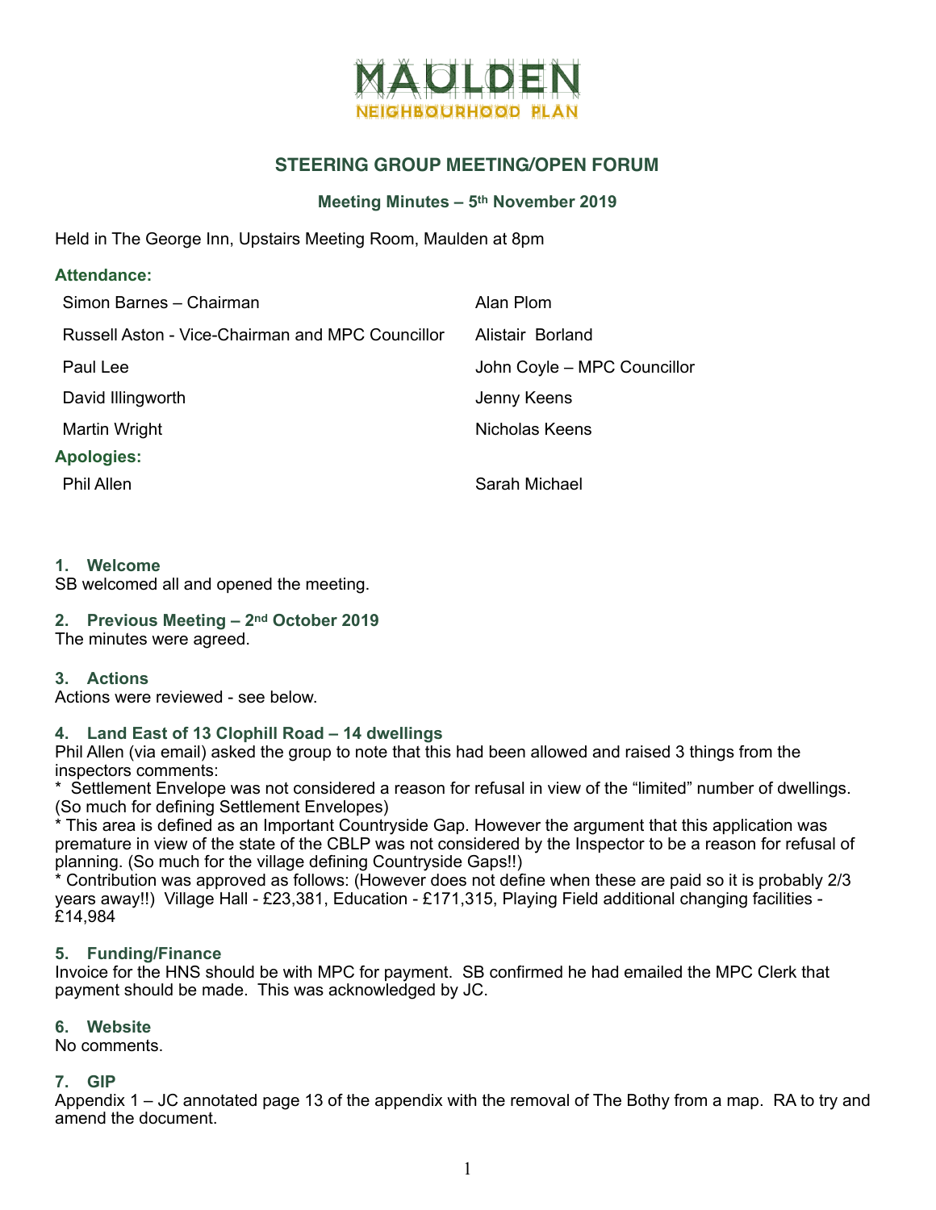# MAULDEN

NEIGHBOURHOOD PLAN

## STEERING GROUP MEETING/OPEN FORUM

### Meeting Minutes – 5th November 2019

Held in The George Inn, Upstairs Meeting Room, Maulden at 8pm

**Attendance:**

| | |
|---|---|
| Simon Barnes – Chairman | Alan Plom |
| Russell Aston - Vice-Chairman and MPC Councillor | Alistair Borland |
| Paul Lee | John Coyle – MPC Councillor |
| David Illingworth | Jenny Keens |
| Martin Wright | Nicholas Keens |

**Apologies:**

| | |
|---|---|
| Phil Allen | Sarah Michael |

### 1. Welcome

SB welcomed all and opened the meeting.

### 2. Previous Meeting – 2nd October 2019

The minutes were agreed.

### 3. Actions

Actions were reviewed - see below.

### 4. Land East of 13 Clophill Road – 14 dwellings

Phil Allen (via email) asked the group to note that this had been allowed and raised 3 things from the inspectors comments:

* Settlement Envelope was not considered a reason for refusal in view of the "limited" number of dwellings. (So much for defining Settlement Envelopes)

* This area is defined as an Important Countryside Gap. However the argument that this application was premature in view of the state of the CBLP was not considered by the Inspector to be a reason for refusal of planning. (So much for the village defining Countryside Gaps!!)

* Contribution was approved as follows: (However does not define when these are paid so it is probably 2/3 years away!!) Village Hall - £23,381, Education - £171,315, Playing Field additional changing facilities - £14,984

### 5. Funding/Finance

Invoice for the HNS should be with MPC for payment. SB confirmed he had emailed the MPC Clerk that payment should be made. This was acknowledged by JC.

### 6. Website

No comments.

### 7. GIP

Appendix 1 – JC annotated page 13 of the appendix with the removal of The Bothy from a map. RA to try and amend the document.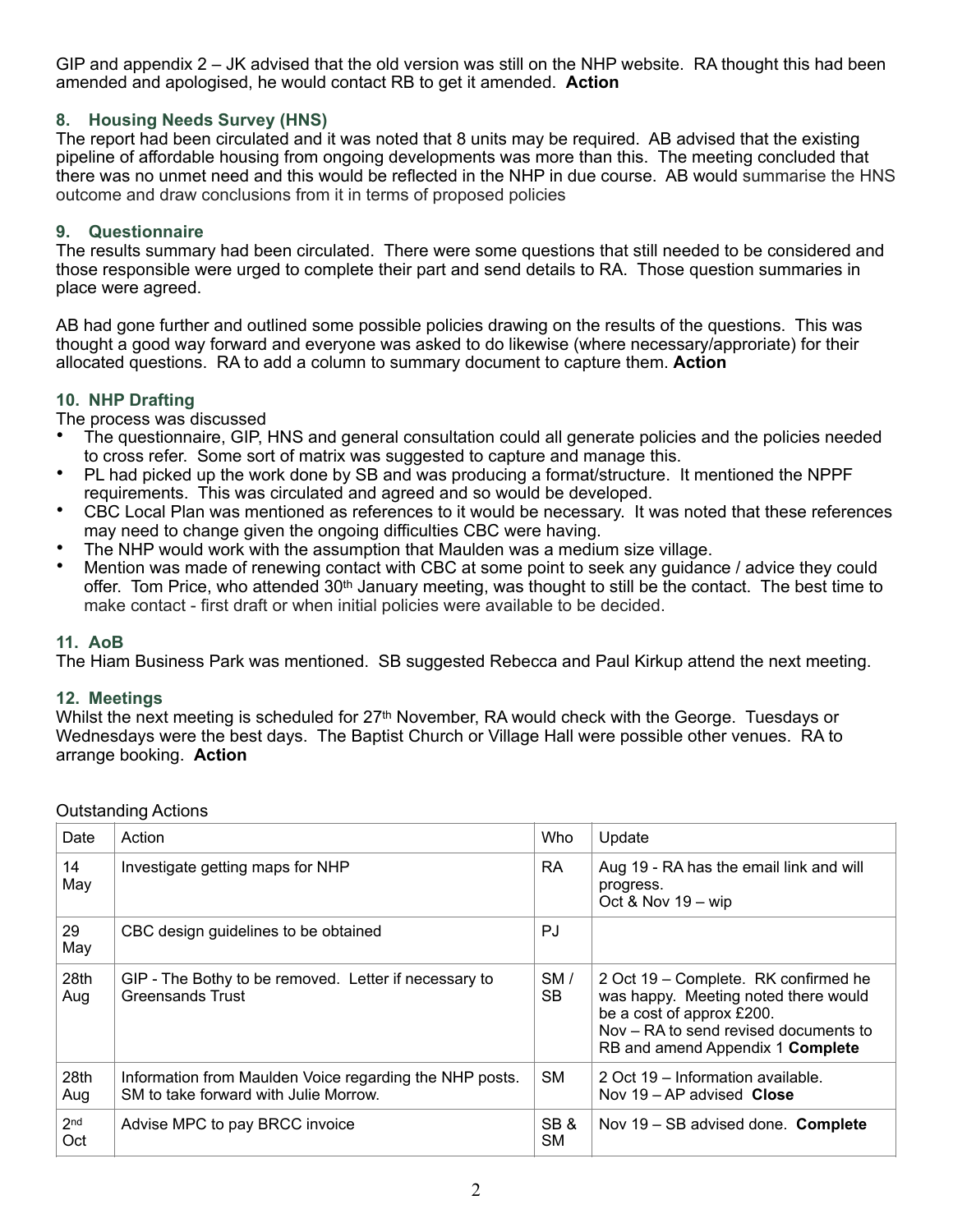GIP and appendix 2 – JK advised that the old version was still on the NHP website. RA thought this had been amended and apologised, he would contact RB to get it amended. **Action**

### 8. Housing Needs Survey (HNS)

The report had been circulated and it was noted that 8 units may be required. AB advised that the existing pipeline of affordable housing from ongoing developments was more than this. The meeting concluded that there was no unmet need and this would be reflected in the NHP in due course. AB would summarise the HNS outcome and draw conclusions from it in terms of proposed policies

### 9. Questionnaire

The results summary had been circulated. There were some questions that still needed to be considered and those responsible were urged to complete their part and send details to RA. Those question summaries in place were agreed.

AB had gone further and outlined some possible policies drawing on the results of the questions. This was thought a good way forward and everyone was asked to do likewise (where necessary/approriate) for their allocated questions. RA to add a column to summary document to capture them. **Action**

### 10. NHP Drafting

The process was discussed

- The questionnaire, GIP, HNS and general consultation could all generate policies and the policies needed to cross refer. Some sort of matrix was suggested to capture and manage this.
- PL had picked up the work done by SB and was producing a format/structure. It mentioned the NPPF requirements. This was circulated and agreed and so would be developed.
- CBC Local Plan was mentioned as references to it would be necessary. It was noted that these references may need to change given the ongoing difficulties CBC were having.
- The NHP would work with the assumption that Maulden was a medium size village.
- Mention was made of renewing contact with CBC at some point to seek any guidance / advice they could offer. Tom Price, who attended 30th January meeting, was thought to still be the contact. The best time to make contact - first draft or when initial policies were available to be decided.

### 11. AoB

The Hiam Business Park was mentioned. SB suggested Rebecca and Paul Kirkup attend the next meeting.

### 12. Meetings

Whilst the next meeting is scheduled for 27th November, RA would check with the George. Tuesdays or Wednesdays were the best days. The Baptist Church or Village Hall were possible other venues. RA to arrange booking. **Action**

Outstanding Actions

| Date | Action | Who | Update |
|---|---|---|---|
| 14 May | Investigate getting maps for NHP | RA | Aug 19 - RA has the email link and will progress.<br>Oct & Nov 19 – wip |
| 29 May | CBC design guidelines to be obtained | PJ | |
| 28th Aug | GIP - The Bothy to be removed. Letter if necessary to Greensands Trust | SM / SB | 2 Oct 19 – Complete. RK confirmed he was happy. Meeting noted there would be a cost of approx £200.<br>Nov – RA to send revised documents to RB and amend Appendix 1 **Complete** |
| 28th Aug | Information from Maulden Voice regarding the NHP posts. SM to take forward with Julie Morrow. | SM | 2 Oct 19 – Information available.<br>Nov 19 – AP advised **Close** |
| 2nd Oct | Advise MPC to pay BRCC invoice | SB & SM | Nov 19 – SB advised done. **Complete** |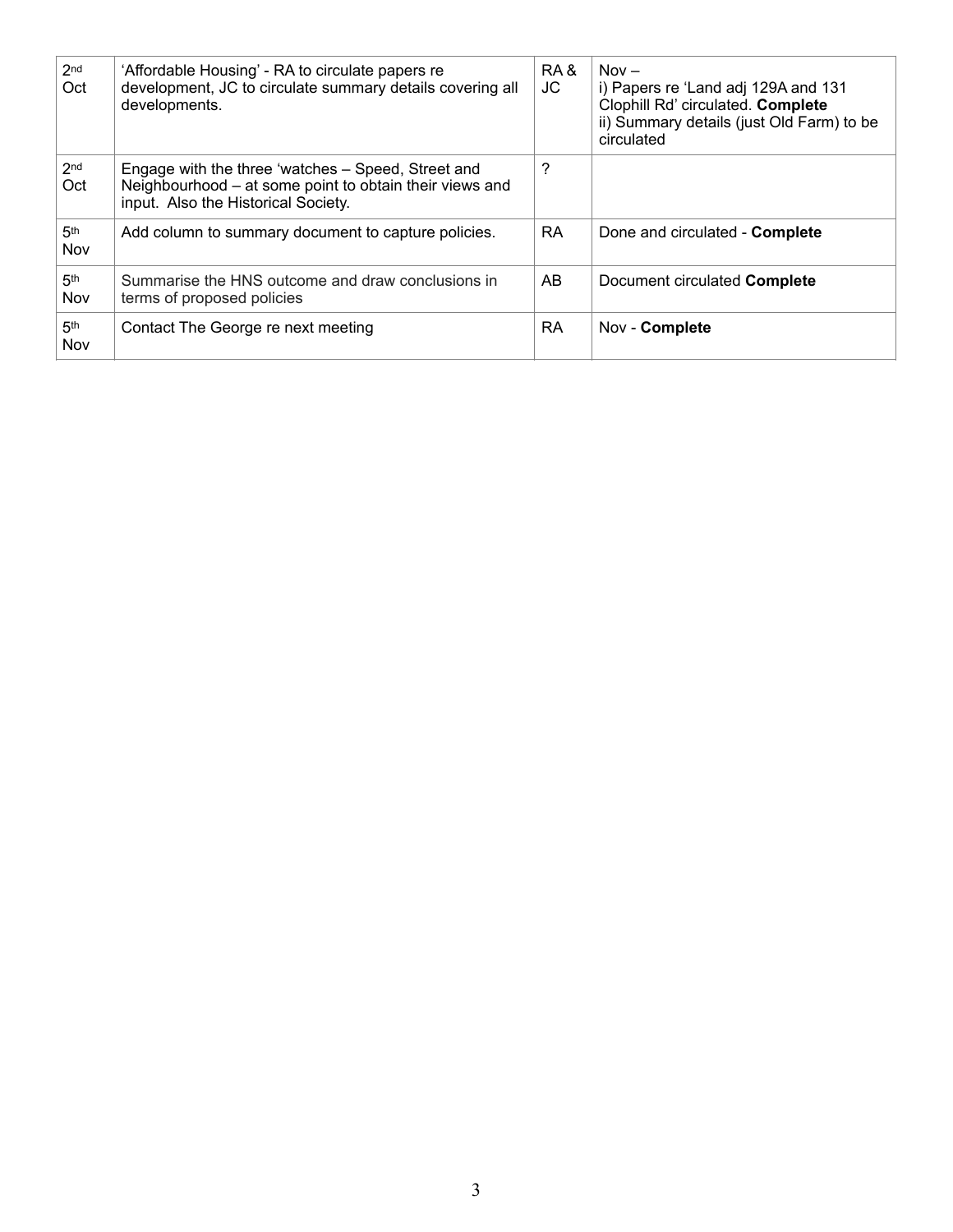| | | | |
|---|---|---|---|
| 2nd Oct | 'Affordable Housing' - RA to circulate papers re development, JC to circulate summary details covering all developments. | RA & JC | Nov –<br>i) Papers re 'Land adj 129A and 131 Clophill Rd' circulated. **Complete**<br>ii) Summary details (just Old Farm) to be circulated |
| 2nd Oct | Engage with the three 'watches – Speed, Street and Neighbourhood – at some point to obtain their views and input. Also the Historical Society. | ? | |
| 5th Nov | Add column to summary document to capture policies. | RA | Done and circulated - **Complete** |
| 5th Nov | Summarise the HNS outcome and draw conclusions in terms of proposed policies | AB | Document circulated **Complete** |
| 5th Nov | Contact The George re next meeting | RA | Nov - **Complete** |